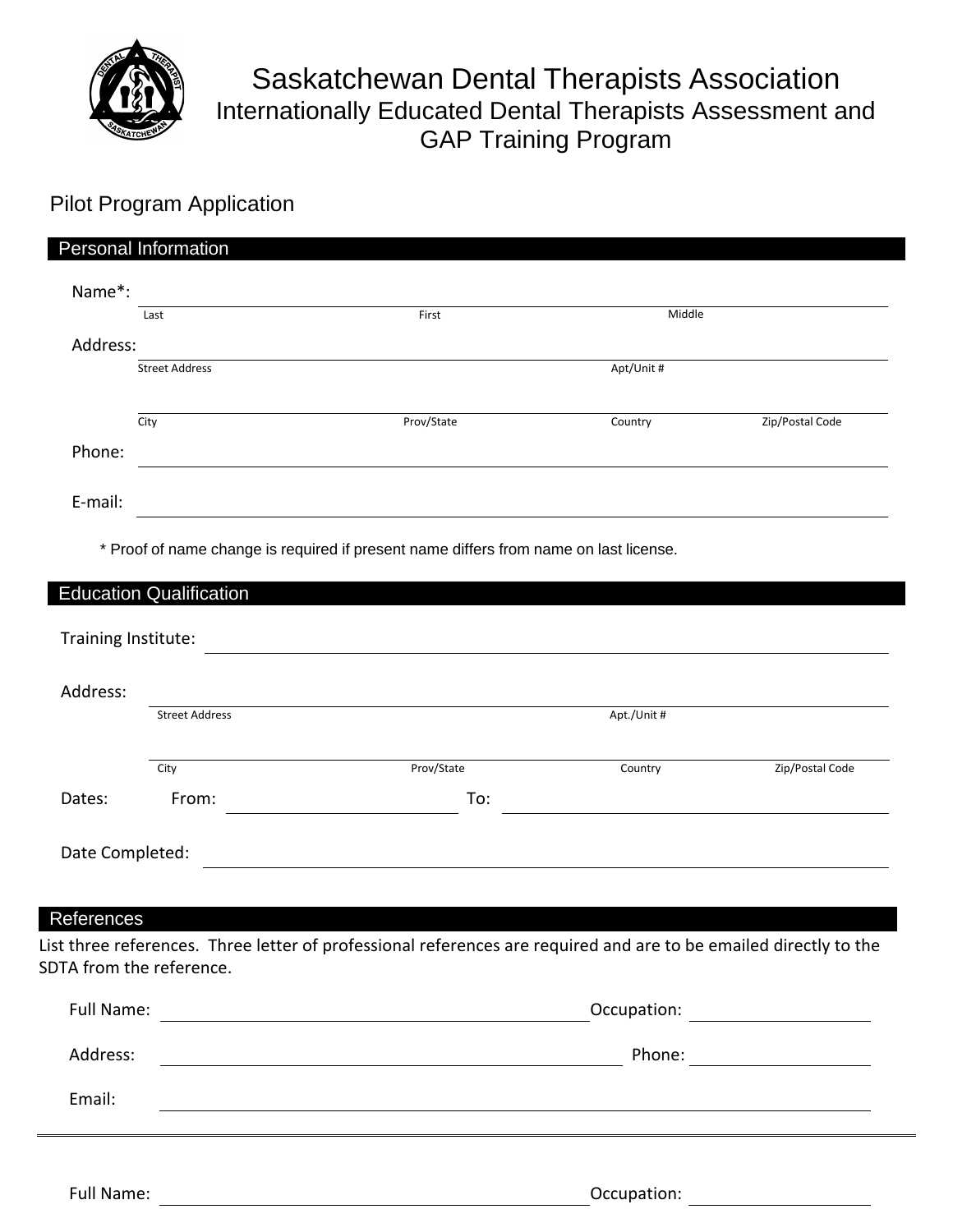# Saskatchewan Dental Therapists Association

## Internationally Educated Dental Therapists Assessment and GAP Training Program

### Pilot Program Application

## Personal Information

Name*: ______________________________________________
Last | First | Middle

Address: ______________________________________________
Street Address | Apt/Unit #

______________________________________________
City | Prov/State | Country | Zip/Postal Code

Phone: ______________________________________________

E-mail: ______________________________________________

\* Proof of name change is required if present name differs from name on last license.

## Education Qualification

Training Institute: ______________________________________________

Address: ______________________________________________
Street Address | Apt./Unit #

______________________________________________
City | Prov/State | Country | Zip/Postal Code

Dates: From: ____________________ To: ____________________

Date Completed: ______________________________________________

## References

List three references. Three letter of professional references are required and are to be emailed directly to the SDTA from the reference.

Full Name: ______________________________ Occupation: ____________________

Address: ______________________________ Phone: ____________________

Email: ______________________________________________

---

Full Name: ______________________________ Occupation: ____________________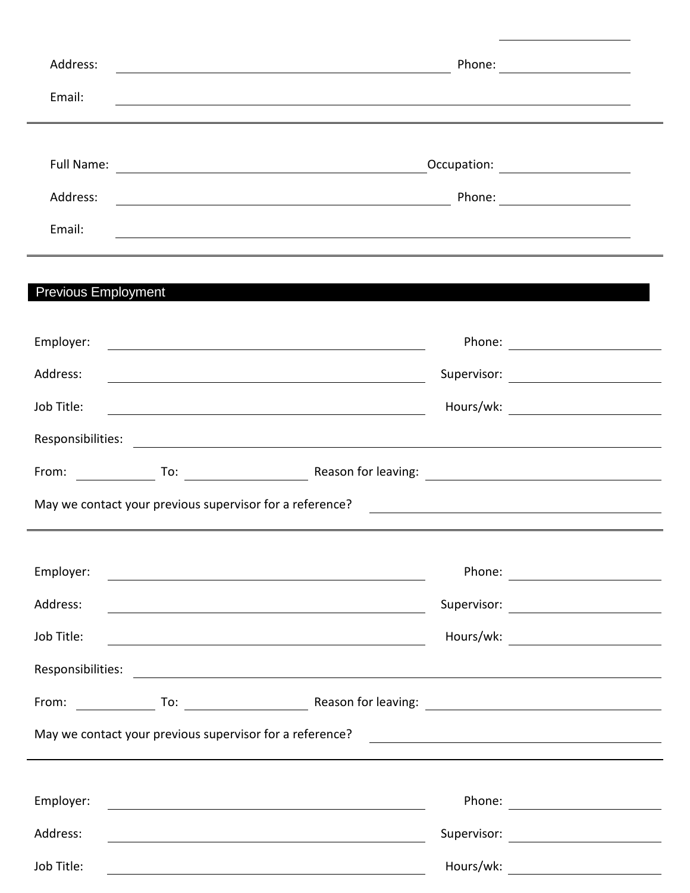Address: ____________________ Phone: ____________________

Email: ____________________

---

Full Name: ____________________ Occupation: ____________________

Address: ____________________ Phone: ____________________

Email: ____________________

---

## Previous Employment

Employer: ____________________ Phone: ____________________

Address: ____________________ Supervisor: ____________________

Job Title: ____________________ Hours/wk: ____________________

Responsibilities: ____________________

From: __________ To: __________ Reason for leaving: ____________________

May we contact your previous supervisor for a reference? ____________________

---

Employer: ____________________ Phone: ____________________

Address: ____________________ Supervisor: ____________________

Job Title: ____________________ Hours/wk: ____________________

Responsibilities: ____________________

From: __________ To: __________ Reason for leaving: ____________________

May we contact your previous supervisor for a reference? ____________________

---

Employer: ____________________ Phone: ____________________

Address: ____________________ Supervisor: ____________________

Job Title: ____________________ Hours/wk: ____________________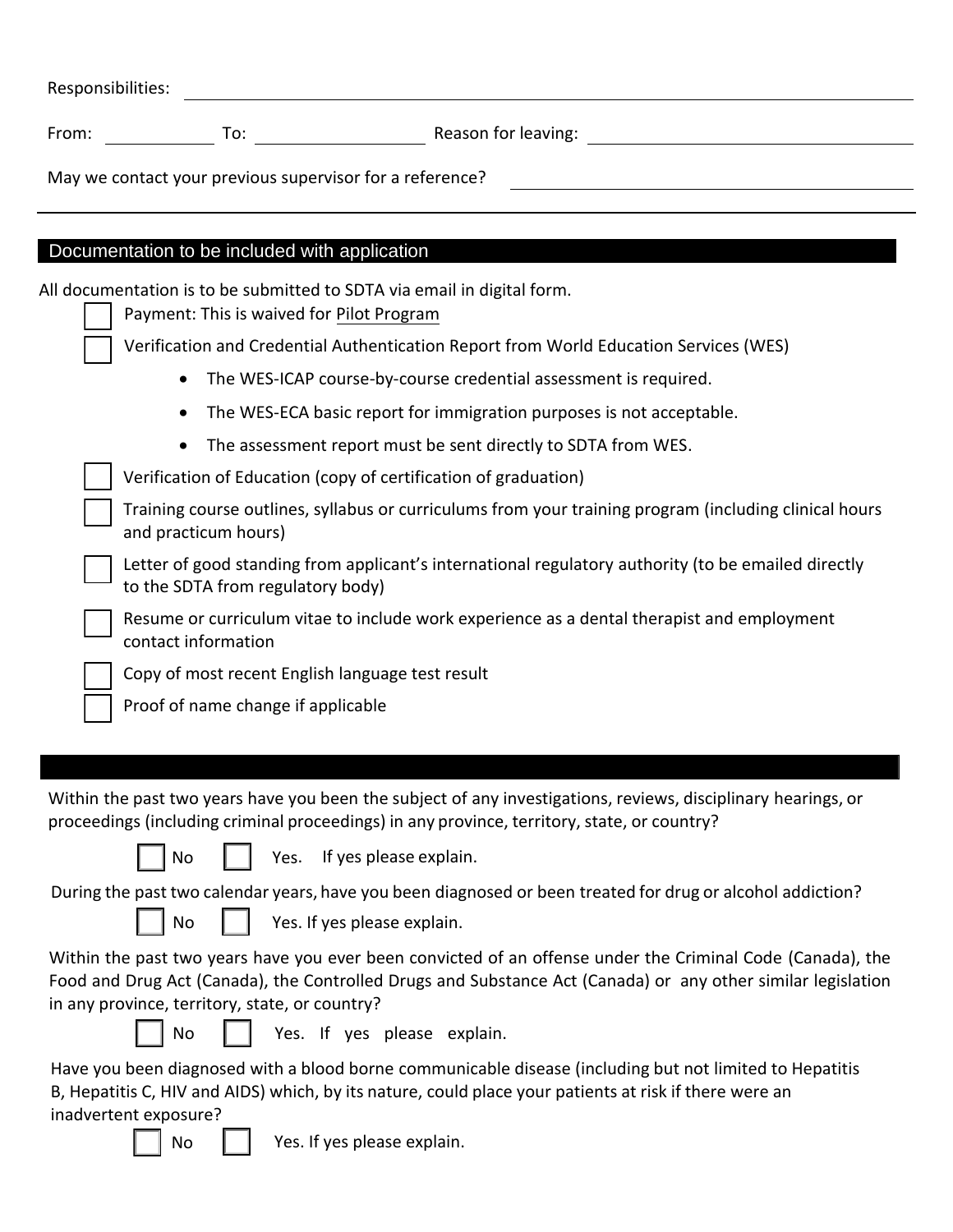Responsibilities: ______________________________

From: __________ To: ______________ Reason for leaving: ______________________

May we contact your previous supervisor for a reference? ______________________

---

## Documentation to be included with application

All documentation is to be submitted to SDTA via email in digital form.

- ☐ Payment: This is waived for Pilot Program
- ☐ Verification and Credential Authentication Report from World Education Services (WES)
  - The WES-ICAP course-by-course credential assessment is required.
  - The WES-ECA basic report for immigration purposes is not acceptable.
  - The assessment report must be sent directly to SDTA from WES.
- ☐ Verification of Education (copy of certification of graduation)
- ☐ Training course outlines, syllabus or curriculums from your training program (including clinical hours and practicum hours)
- ☐ Letter of good standing from applicant's international regulatory authority (to be emailed directly to the SDTA from regulatory body)
- ☐ Resume or curriculum vitae to include work experience as a dental therapist and employment contact information
- ☐ Copy of most recent English language test result
- ☐ Proof of name change if applicable

---

Within the past two years have you been the subject of any investigations, reviews, disciplinary hearings, or proceedings (including criminal proceedings) in any province, territory, state, or country?

☐ No ☐ Yes. If yes please explain.

During the past two calendar years, have you been diagnosed or been treated for drug or alcohol addiction?

☐ No ☐ Yes. If yes please explain.

Within the past two years have you ever been convicted of an offense under the Criminal Code (Canada), the Food and Drug Act (Canada), the Controlled Drugs and Substance Act (Canada) or any other similar legislation in any province, territory, state, or country?

☐ No ☐ Yes. If yes please explain.

Have you been diagnosed with a blood borne communicable disease (including but not limited to Hepatitis B, Hepatitis C, HIV and AIDS) which, by its nature, could place your patients at risk if there were an inadvertent exposure?

☐ No ☐ Yes. If yes please explain.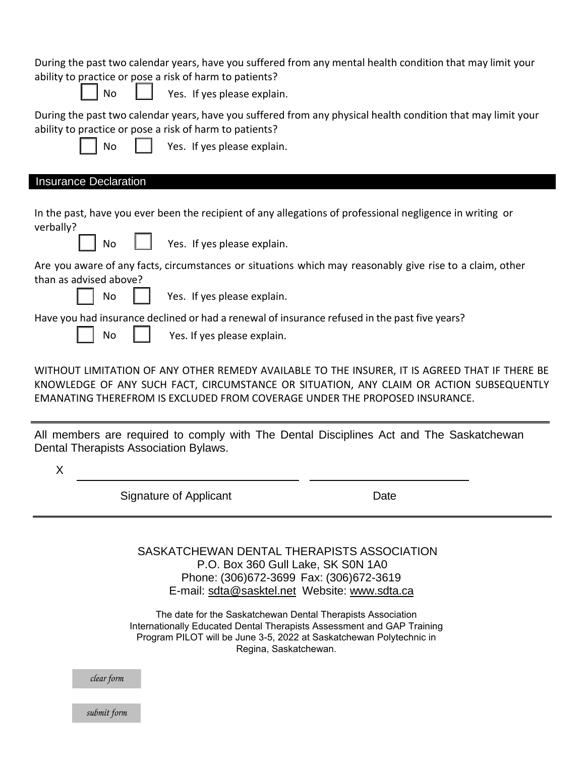During the past two calendar years, have you suffered from any mental health condition that may limit your ability to practice or pose a risk of harm to patients?

☐ No ☐ Yes. If yes please explain.

During the past two calendar years, have you suffered from any physical health condition that may limit your ability to practice or pose a risk of harm to patients?

☐ No ☐ Yes. If yes please explain.

## Insurance Declaration

In the past, have you ever been the recipient of any allegations of professional negligence in writing or verbally?

☐ No ☐ Yes. If yes please explain.

Are you aware of any facts, circumstances or situations which may reasonably give rise to a claim, other than as advised above?

☐ No ☐ Yes. If yes please explain.

Have you had insurance declined or had a renewal of insurance refused in the past five years?

☐ No ☐ Yes. If yes please explain.

WITHOUT LIMITATION OF ANY OTHER REMEDY AVAILABLE TO THE INSURER, IT IS AGREED THAT IF THERE BE KNOWLEDGE OF ANY SUCH FACT, CIRCUMSTANCE OR SITUATION, ANY CLAIM OR ACTION SUBSEQUENTLY EMANATING THEREFROM IS EXCLUDED FROM COVERAGE UNDER THE PROPOSED INSURANCE.

---

All members are required to comply with The Dental Disciplines Act and The Saskatchewan Dental Therapists Association Bylaws.

X ______________________________ ______________________

Signature of Applicant Date

---

SASKATCHEWAN DENTAL THERAPISTS ASSOCIATION
P.O. Box 360 Gull Lake, SK S0N 1A0
Phone: (306)672-3699 Fax: (306)672-3619
E-mail: sdta@sasktel.net Website: www.sdta.ca

The date for the Saskatchewan Dental Therapists Association Internationally Educated Dental Therapists Assessment and GAP Training Program PILOT will be June 3-5, 2022 at Saskatchewan Polytechnic in Regina, Saskatchewan.

*clear form*

*submit form*